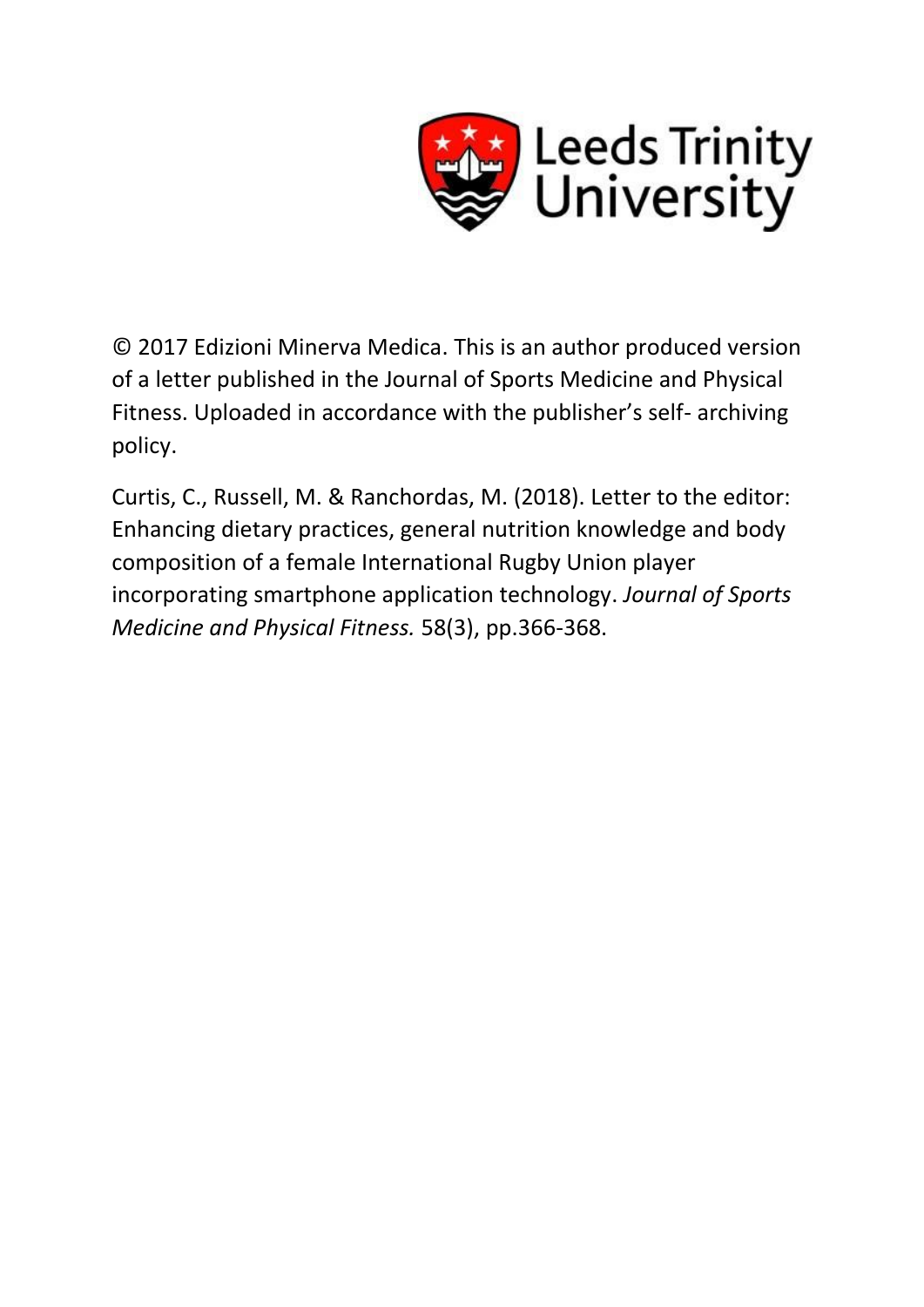Leeds Trinity University

© 2017 Edizioni Minerva Medica. This is an author produced version of a letter published in the Journal of Sports Medicine and Physical Fitness. Uploaded in accordance with the publisher's self- archiving policy.

Curtis, C., Russell, M. & Ranchordas, M. (2018). Letter to the editor: Enhancing dietary practices, general nutrition knowledge and body composition of a female International Rugby Union player incorporating smartphone application technology. *Journal of Sports Medicine and Physical Fitness.* 58(3), pp.366-368.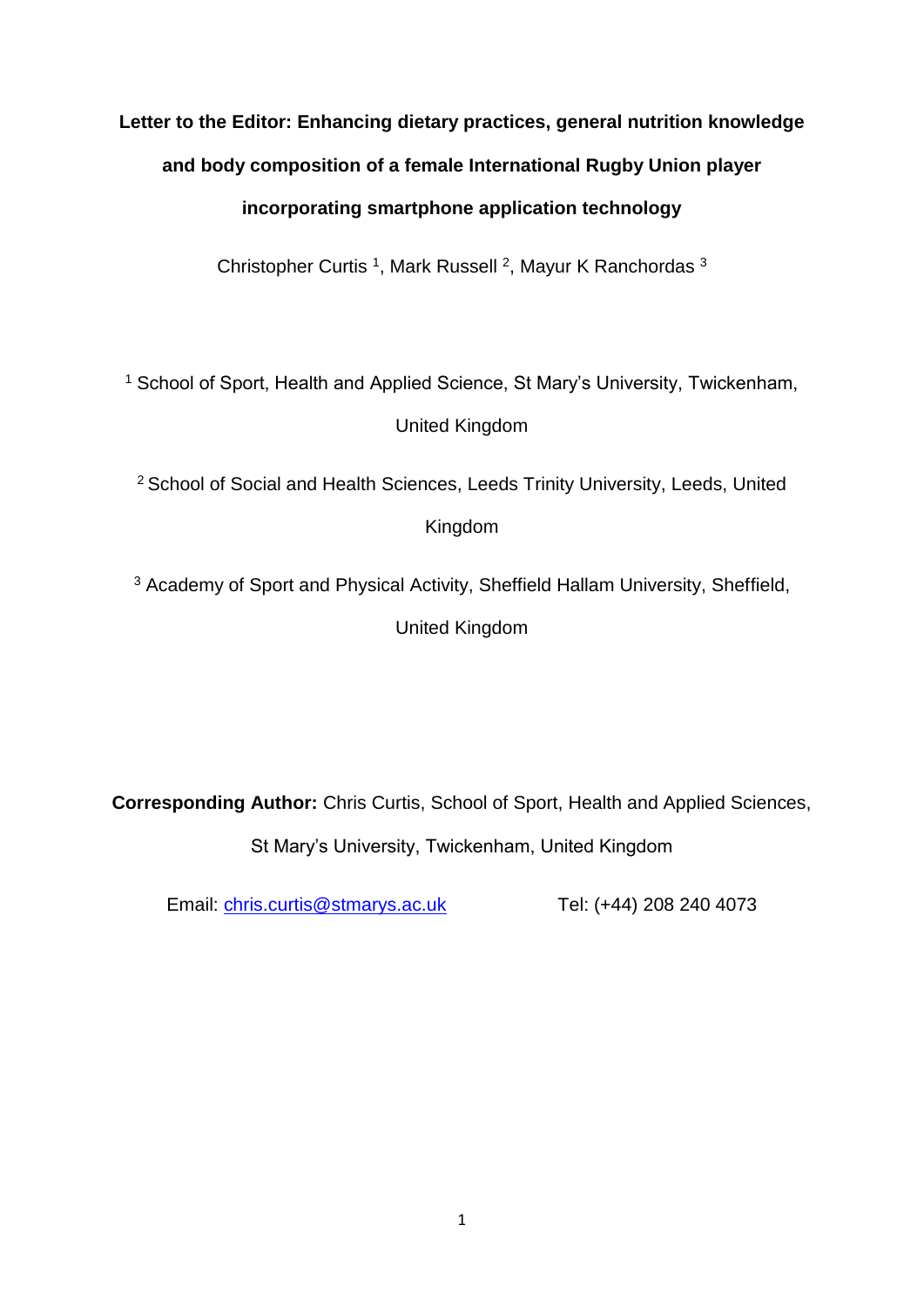# Letter to the Editor: Enhancing dietary practices, general nutrition knowledge and body composition of a female International Rugby Union player incorporating smartphone application technology

Christopher Curtis [1], Mark Russell [2], Mayur K Ranchordas [3]

[1] School of Sport, Health and Applied Science, St Mary's University, Twickenham, United Kingdom

[2] School of Social and Health Sciences, Leeds Trinity University, Leeds, United Kingdom

[3] Academy of Sport and Physical Activity, Sheffield Hallam University, Sheffield, United Kingdom

**Corresponding Author:** Chris Curtis, School of Sport, Health and Applied Sciences, St Mary's University, Twickenham, United Kingdom

Email: chris.curtis@stmarys.ac.uk Tel: (+44) 208 240 4073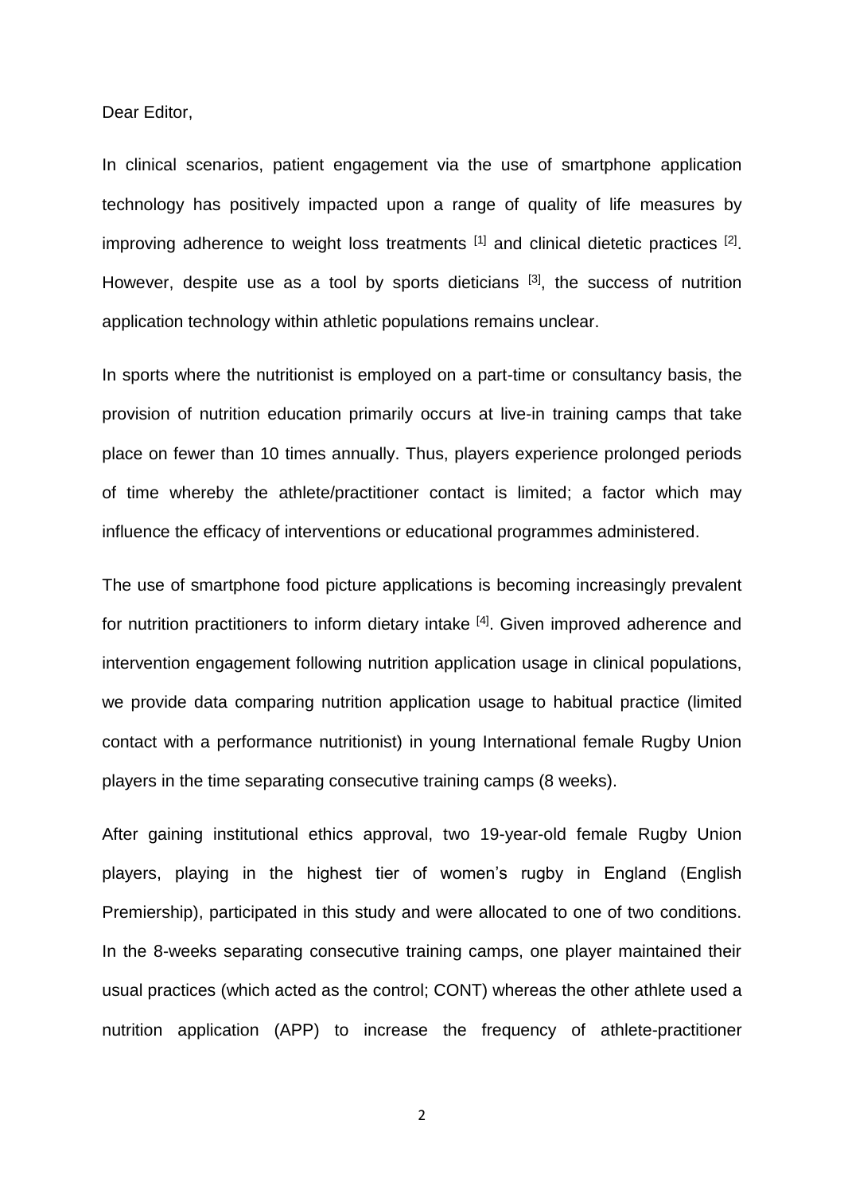Dear Editor,

In clinical scenarios, patient engagement via the use of smartphone application technology has positively impacted upon a range of quality of life measures by improving adherence to weight loss treatments [1] and clinical dietetic practices [2]. However, despite use as a tool by sports dieticians [3], the success of nutrition application technology within athletic populations remains unclear.

In sports where the nutritionist is employed on a part-time or consultancy basis, the provision of nutrition education primarily occurs at live-in training camps that take place on fewer than 10 times annually. Thus, players experience prolonged periods of time whereby the athlete/practitioner contact is limited; a factor which may influence the efficacy of interventions or educational programmes administered.

The use of smartphone food picture applications is becoming increasingly prevalent for nutrition practitioners to inform dietary intake [4]. Given improved adherence and intervention engagement following nutrition application usage in clinical populations, we provide data comparing nutrition application usage to habitual practice (limited contact with a performance nutritionist) in young International female Rugby Union players in the time separating consecutive training camps (8 weeks).

After gaining institutional ethics approval, two 19-year-old female Rugby Union players, playing in the highest tier of women's rugby in England (English Premiership), participated in this study and were allocated to one of two conditions. In the 8-weeks separating consecutive training camps, one player maintained their usual practices (which acted as the control; CONT) whereas the other athlete used a nutrition application (APP) to increase the frequency of athlete-practitioner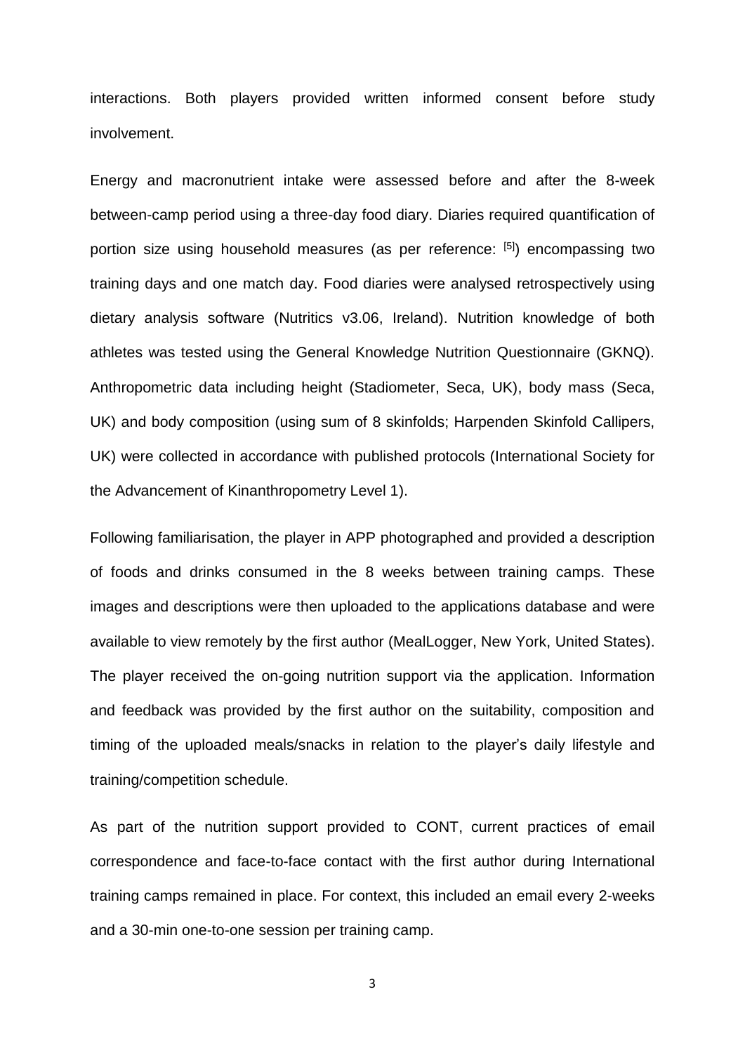interactions. Both players provided written informed consent before study involvement.

Energy and macronutrient intake were assessed before and after the 8-week between-camp period using a three-day food diary. Diaries required quantification of portion size using household measures (as per reference: [5]) encompassing two training days and one match day. Food diaries were analysed retrospectively using dietary analysis software (Nutritics v3.06, Ireland). Nutrition knowledge of both athletes was tested using the General Knowledge Nutrition Questionnaire (GKNQ). Anthropometric data including height (Stadiometer, Seca, UK), body mass (Seca, UK) and body composition (using sum of 8 skinfolds; Harpenden Skinfold Callipers, UK) were collected in accordance with published protocols (International Society for the Advancement of Kinanthropometry Level 1).

Following familiarisation, the player in APP photographed and provided a description of foods and drinks consumed in the 8 weeks between training camps. These images and descriptions were then uploaded to the applications database and were available to view remotely by the first author (MealLogger, New York, United States). The player received the on-going nutrition support via the application. Information and feedback was provided by the first author on the suitability, composition and timing of the uploaded meals/snacks in relation to the player's daily lifestyle and training/competition schedule.

As part of the nutrition support provided to CONT, current practices of email correspondence and face-to-face contact with the first author during International training camps remained in place. For context, this included an email every 2-weeks and a 30-min one-to-one session per training camp.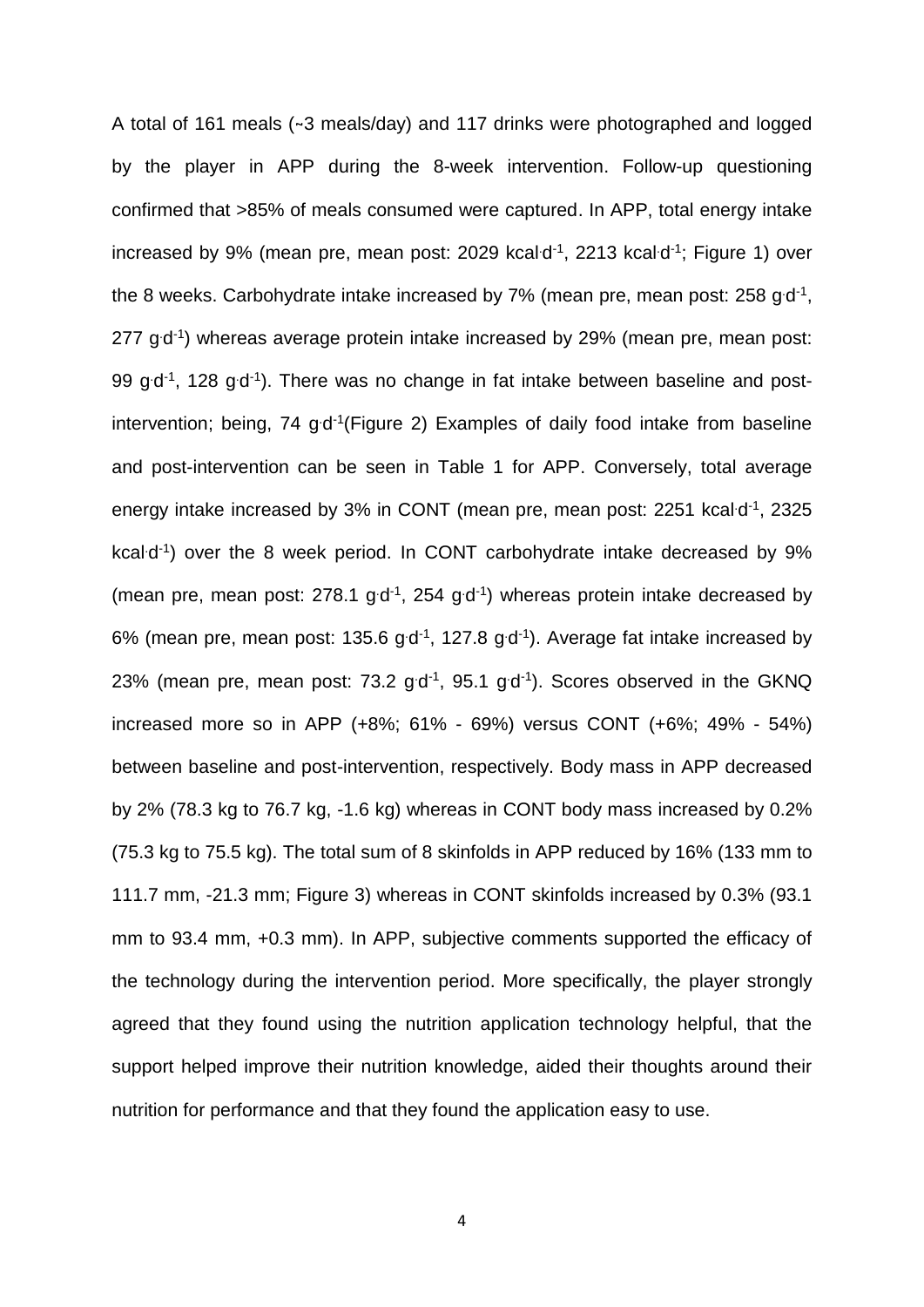A total of 161 meals (~3 meals/day) and 117 drinks were photographed and logged by the player in APP during the 8-week intervention. Follow-up questioning confirmed that >85% of meals consumed were captured. In APP, total energy intake increased by 9% (mean pre, mean post: 2029 $kcal \cdot d^{-1}$, 2213 $kcal \cdot d^{-1}$; Figure 1) over the 8 weeks. Carbohydrate intake increased by 7% (mean pre, mean post: 258 $g \cdot d^{-1}$, 277 $g \cdot d^{-1}$) whereas average protein intake increased by 29% (mean pre, mean post: 99 $g \cdot d^{-1}$, 128 $g \cdot d^{-1}$). There was no change in fat intake between baseline and post-intervention; being, 74 $g \cdot d^{-1}$(Figure 2) Examples of daily food intake from baseline and post-intervention can be seen in Table 1 for APP. Conversely, total average energy intake increased by 3% in CONT (mean pre, mean post: 2251 $kcal \cdot d^{-1}$, 2325 $kcal \cdot d^{-1}$) over the 8 week period. In CONT carbohydrate intake decreased by 9% (mean pre, mean post: 278.1 $g \cdot d^{-1}$, 254 $g \cdot d^{-1}$) whereas protein intake decreased by 6% (mean pre, mean post: 135.6 $g \cdot d^{-1}$, 127.8 $g \cdot d^{-1}$). Average fat intake increased by 23% (mean pre, mean post: 73.2 $g \cdot d^{-1}$, 95.1 $g \cdot d^{-1}$). Scores observed in the GKNQ increased more so in APP (+8%; 61% - 69%) versus CONT (+6%; 49% - 54%) between baseline and post-intervention, respectively. Body mass in APP decreased by 2% (78.3 kg to 76.7 kg, -1.6 kg) whereas in CONT body mass increased by 0.2% (75.3 kg to 75.5 kg). The total sum of 8 skinfolds in APP reduced by 16% (133 mm to 111.7 mm, -21.3 mm; Figure 3) whereas in CONT skinfolds increased by 0.3% (93.1 mm to 93.4 mm, +0.3 mm). In APP, subjective comments supported the efficacy of the technology during the intervention period. More specifically, the player strongly agreed that they found using the nutrition application technology helpful, that the support helped improve their nutrition knowledge, aided their thoughts around their nutrition for performance and that they found the application easy to use.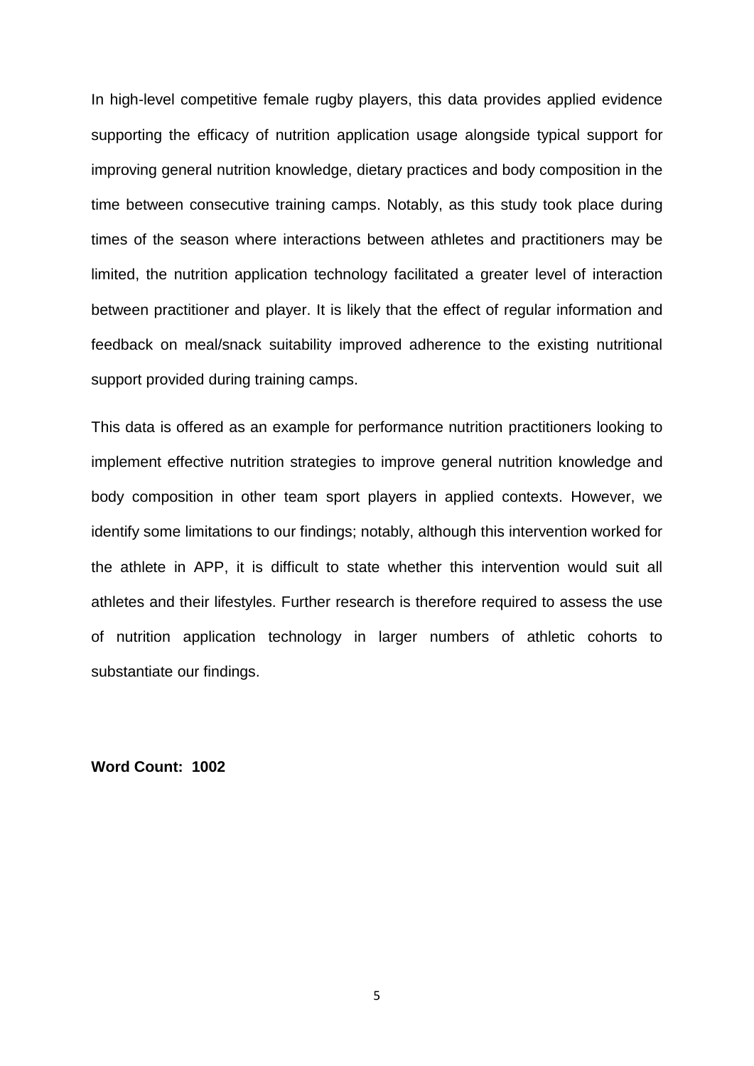In high-level competitive female rugby players, this data provides applied evidence supporting the efficacy of nutrition application usage alongside typical support for improving general nutrition knowledge, dietary practices and body composition in the time between consecutive training camps. Notably, as this study took place during times of the season where interactions between athletes and practitioners may be limited, the nutrition application technology facilitated a greater level of interaction between practitioner and player. It is likely that the effect of regular information and feedback on meal/snack suitability improved adherence to the existing nutritional support provided during training camps.

This data is offered as an example for performance nutrition practitioners looking to implement effective nutrition strategies to improve general nutrition knowledge and body composition in other team sport players in applied contexts. However, we identify some limitations to our findings; notably, although this intervention worked for the athlete in APP, it is difficult to state whether this intervention would suit all athletes and their lifestyles. Further research is therefore required to assess the use of nutrition application technology in larger numbers of athletic cohorts to substantiate our findings.

**Word Count: 1002**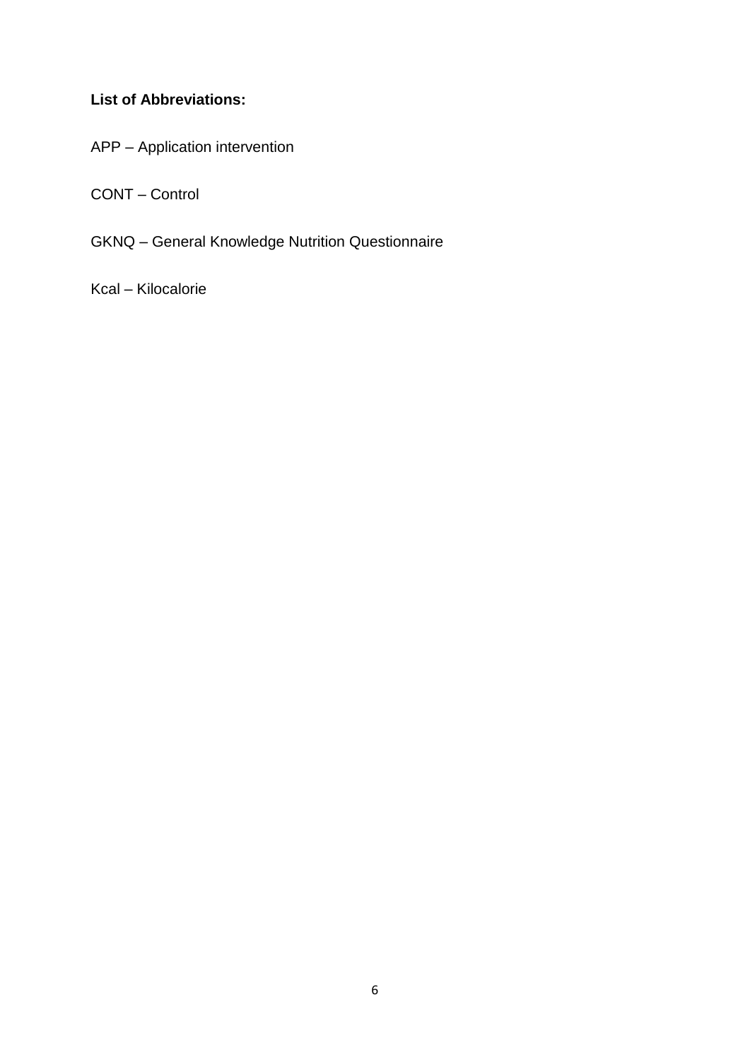**List of Abbreviations:**

APP – Application intervention

CONT – Control

GKNQ – General Knowledge Nutrition Questionnaire

Kcal – Kilocalorie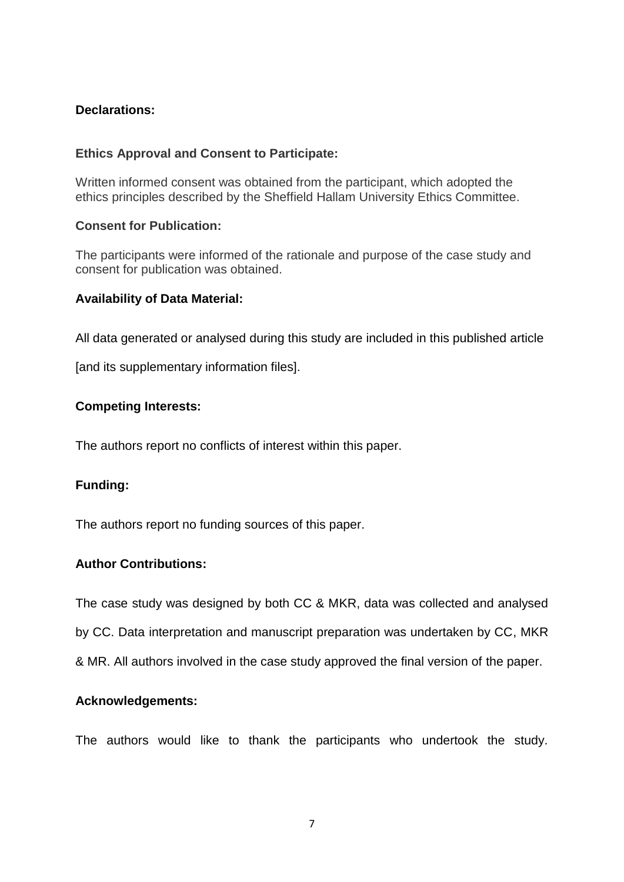## Declarations:

### Ethics Approval and Consent to Participate:

Written informed consent was obtained from the participant, which adopted the ethics principles described by the Sheffield Hallam University Ethics Committee.

### Consent for Publication:

The participants were informed of the rationale and purpose of the case study and consent for publication was obtained.

### Availability of Data Material:

All data generated or analysed during this study are included in this published article [and its supplementary information files].

### Competing Interests:

The authors report no conflicts of interest within this paper.

### Funding:

The authors report no funding sources of this paper.

### Author Contributions:

The case study was designed by both CC & MKR, data was collected and analysed by CC. Data interpretation and manuscript preparation was undertaken by CC, MKR & MR. All authors involved in the case study approved the final version of the paper.

### Acknowledgements:

The authors would like to thank the participants who undertook the study.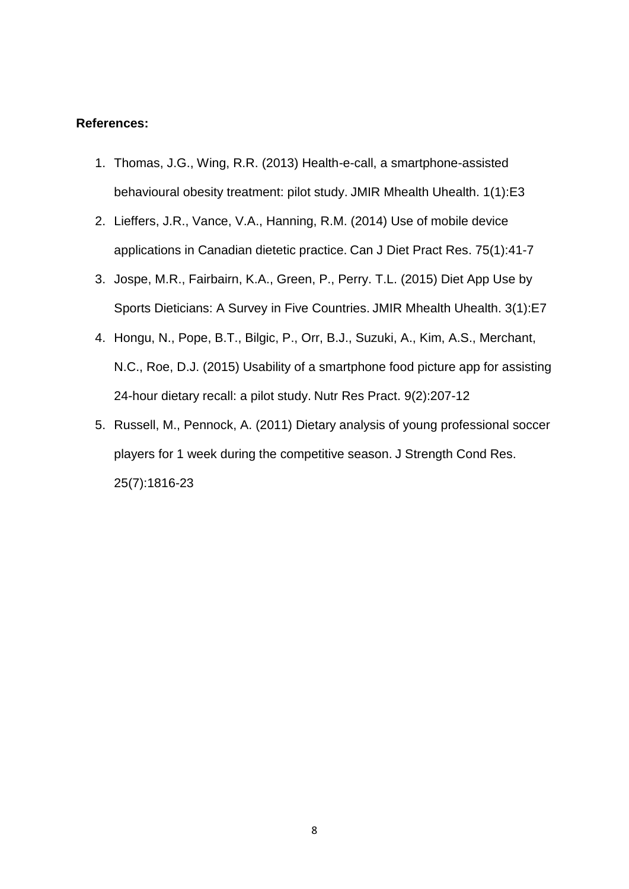**References:**

1. Thomas, J.G., Wing, R.R. (2013) Health-e-call, a smartphone-assisted behavioural obesity treatment: pilot study. JMIR Mhealth Uhealth. 1(1):E3
2. Lieffers, J.R., Vance, V.A., Hanning, R.M. (2014) Use of mobile device applications in Canadian dietetic practice. Can J Diet Pract Res. 75(1):41-7
3. Jospe, M.R., Fairbairn, K.A., Green, P., Perry. T.L. (2015) Diet App Use by Sports Dieticians: A Survey in Five Countries. JMIR Mhealth Uhealth. 3(1):E7
4. Hongu, N., Pope, B.T., Bilgic, P., Orr, B.J., Suzuki, A., Kim, A.S., Merchant, N.C., Roe, D.J. (2015) Usability of a smartphone food picture app for assisting 24-hour dietary recall: a pilot study. Nutr Res Pract. 9(2):207-12
5. Russell, M., Pennock, A. (2011) Dietary analysis of young professional soccer players for 1 week during the competitive season. J Strength Cond Res. 25(7):1816-23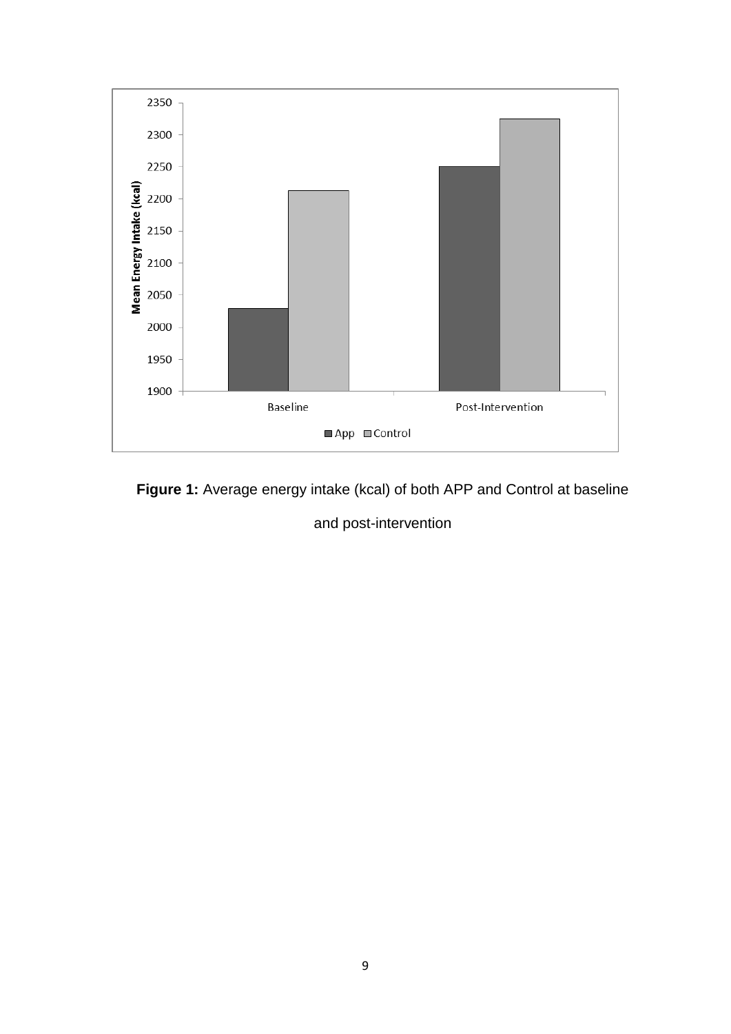**Figure 1:** Average energy intake (kcal) of both APP and Control at baseline and post-intervention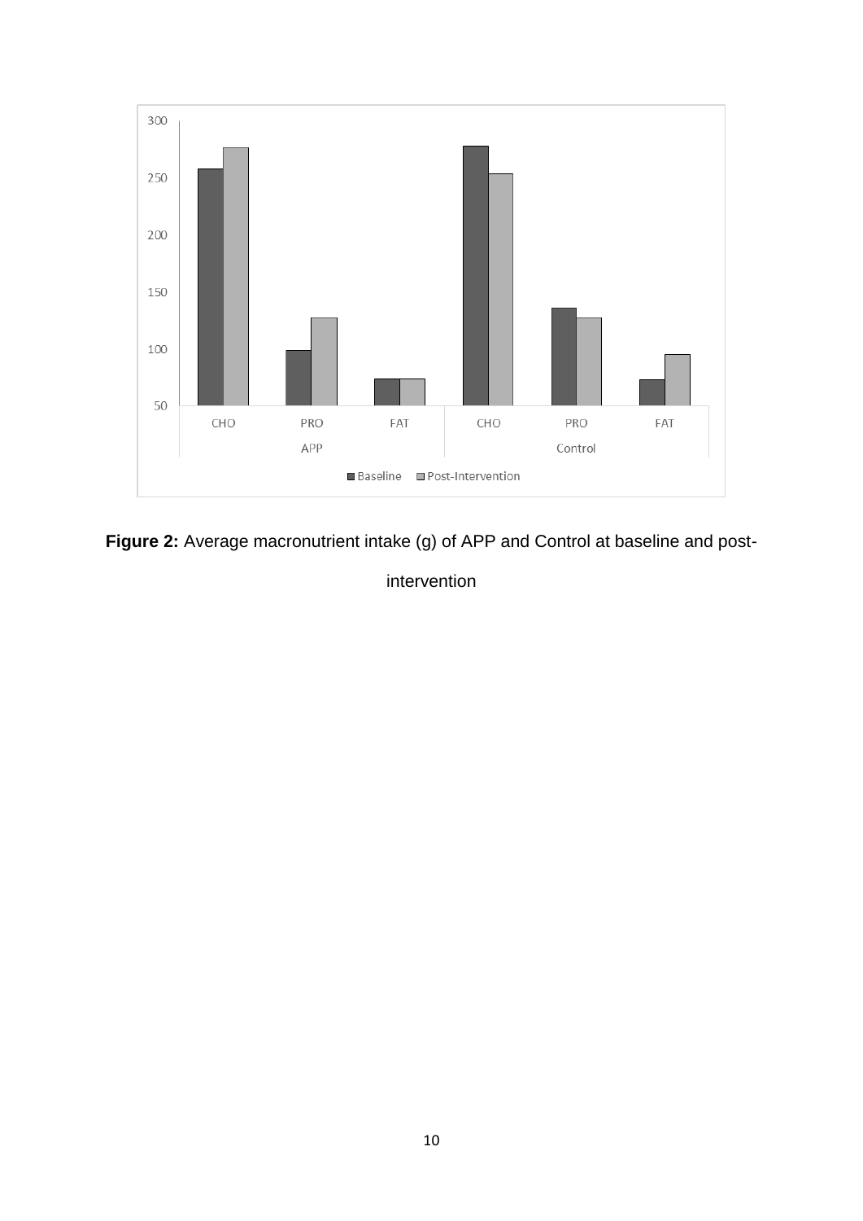**Figure 2:** Average macronutrient intake (g) of APP and Control at baseline and post-intervention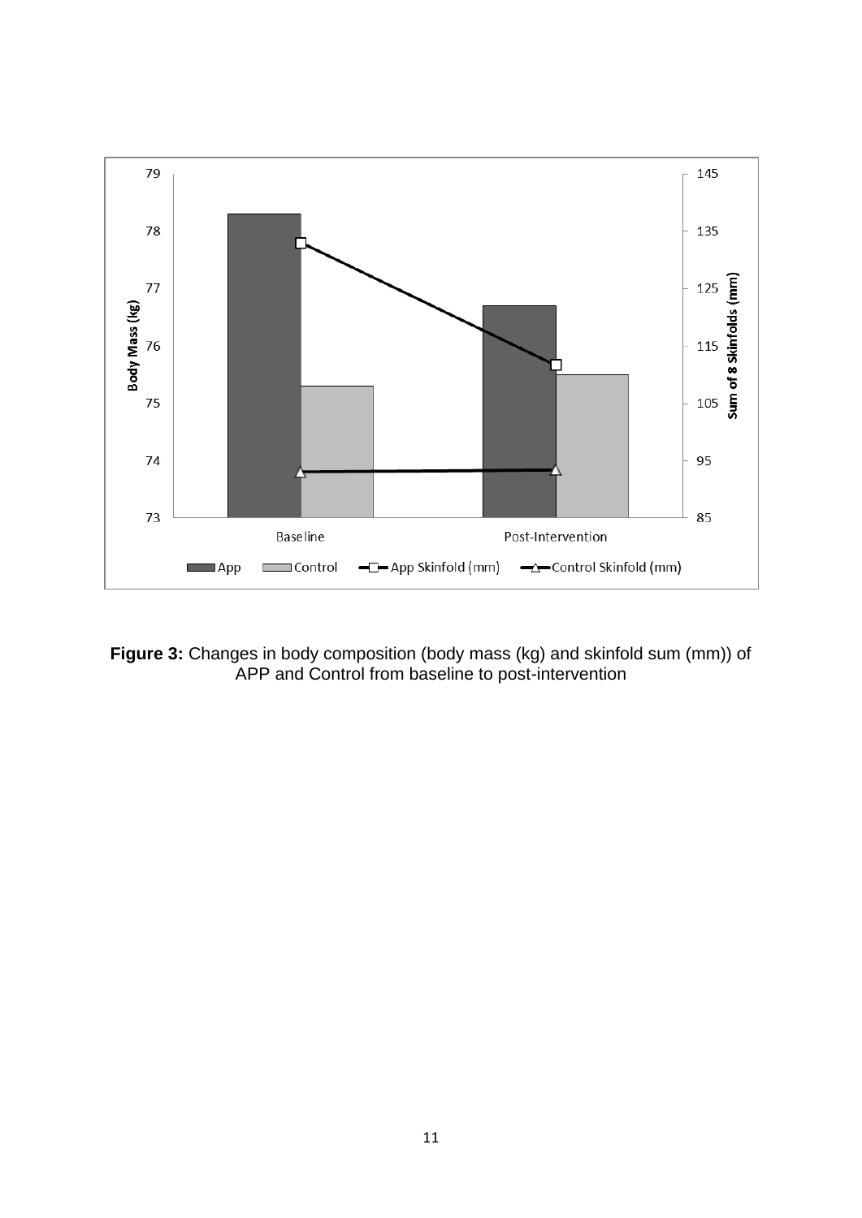**Figure 3:** Changes in body composition (body mass (kg) and skinfold sum (mm)) of APP and Control from baseline to post-intervention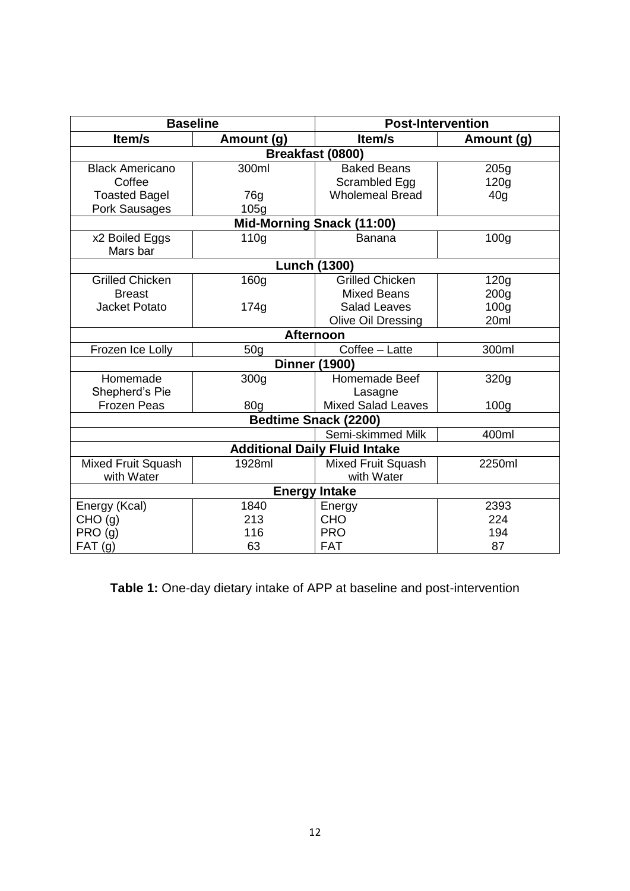| Baseline | | Post-Intervention | |
|---|---|---|---|
| **Item/s** | **Amount (g)** | **Item/s** | **Amount (g)** |
| **Breakfast (0800)** | | | |
| Black Americano Coffee<br>Toasted Bagel<br>Pork Sausages | 300ml<br>76g<br>105g | Baked Beans<br>Scrambled Egg<br>Wholemeal Bread | 205g<br>120g<br>40g |
| **Mid-Morning Snack (11:00)** | | | |
| x2 Boiled Eggs<br>Mars bar | 110g | Banana | 100g |
| **Lunch (1300)** | | | |
| Grilled Chicken Breast<br>Jacket Potato | 160g<br>174g | Grilled Chicken<br>Mixed Beans<br>Salad Leaves<br>Olive Oil Dressing | 120g<br>200g<br>100g<br>20ml |
| **Afternoon** | | | |
| Frozen Ice Lolly | 50g | Coffee – Latte | 300ml |
| **Dinner (1900)** | | | |
| Homemade Shepherd's Pie<br>Frozen Peas | 300g<br>80g | Homemade Beef Lasagne<br>Mixed Salad Leaves | 320g<br>100g |
| **Bedtime Snack (2200)** | | | |
| | | Semi-skimmed Milk | 400ml |
| **Additional Daily Fluid Intake** | | | |
| Mixed Fruit Squash with Water | 1928ml | Mixed Fruit Squash with Water | 2250ml |
| **Energy Intake** | | | |
| Energy (Kcal)<br>CHO (g)<br>PRO (g)<br>FAT (g) | 1840<br>213<br>116<br>63 | Energy<br>CHO<br>PRO<br>FAT | 2393<br>224<br>194<br>87 |

**Table 1:** One-day dietary intake of APP at baseline and post-intervention